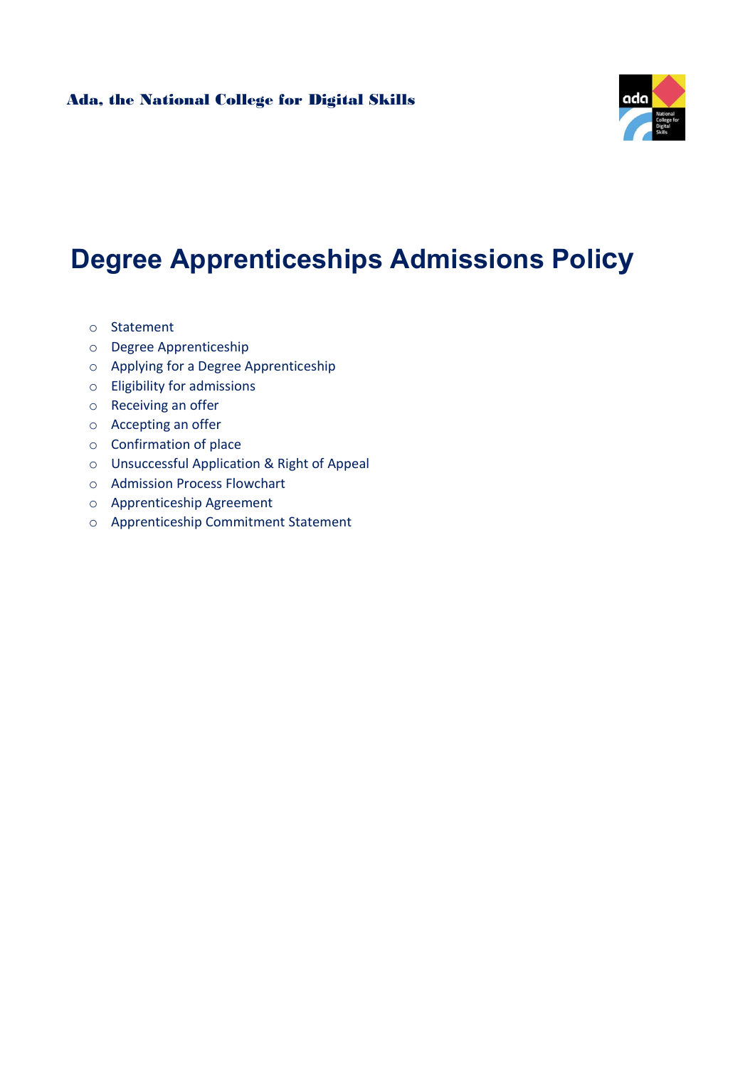Ada, the National College for Digital Skills

# Degree Apprenticeships Admissions Policy

- Statement
- Degree Apprenticeship
- Applying for a Degree Apprenticeship
- Eligibility for admissions
- Receiving an offer
- Accepting an offer
- Confirmation of place
- Unsuccessful Application & Right of Appeal
- Admission Process Flowchart
- Apprenticeship Agreement
- Apprenticeship Commitment Statement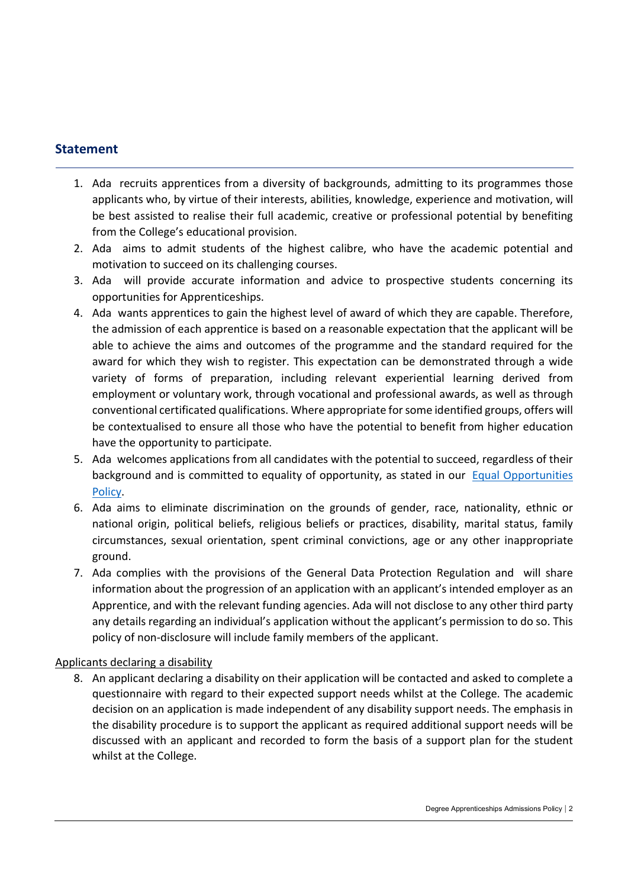## Statement

1. Ada recruits apprentices from a diversity of backgrounds, admitting to its programmes those applicants who, by virtue of their interests, abilities, knowledge, experience and motivation, will be best assisted to realise their full academic, creative or professional potential by benefiting from the College's educational provision.
2. Ada aims to admit students of the highest calibre, who have the academic potential and motivation to succeed on its challenging courses.
3. Ada will provide accurate information and advice to prospective students concerning its opportunities for Apprenticeships.
4. Ada wants apprentices to gain the highest level of award of which they are capable. Therefore, the admission of each apprentice is based on a reasonable expectation that the applicant will be able to achieve the aims and outcomes of the programme and the standard required for the award for which they wish to register. This expectation can be demonstrated through a wide variety of forms of preparation, including relevant experiential learning derived from employment or voluntary work, through vocational and professional awards, as well as through conventional certificated qualifications. Where appropriate for some identified groups, offers will be contextualised to ensure all those who have the potential to benefit from higher education have the opportunity to participate.
5. Ada welcomes applications from all candidates with the potential to succeed, regardless of their background and is committed to equality of opportunity, as stated in our Equal Opportunities Policy.
6. Ada aims to eliminate discrimination on the grounds of gender, race, nationality, ethnic or national origin, political beliefs, religious beliefs or practices, disability, marital status, family circumstances, sexual orientation, spent criminal convictions, age or any other inappropriate ground.
7. Ada complies with the provisions of the General Data Protection Regulation and will share information about the progression of an application with an applicant's intended employer as an Apprentice, and with the relevant funding agencies. Ada will not disclose to any other third party any details regarding an individual's application without the applicant's permission to do so. This policy of non-disclosure will include family members of the applicant.

Applicants declaring a disability

8. An applicant declaring a disability on their application will be contacted and asked to complete a questionnaire with regard to their expected support needs whilst at the College. The academic decision on an application is made independent of any disability support needs. The emphasis in the disability procedure is to support the applicant as required additional support needs will be discussed with an applicant and recorded to form the basis of a support plan for the student whilst at the College.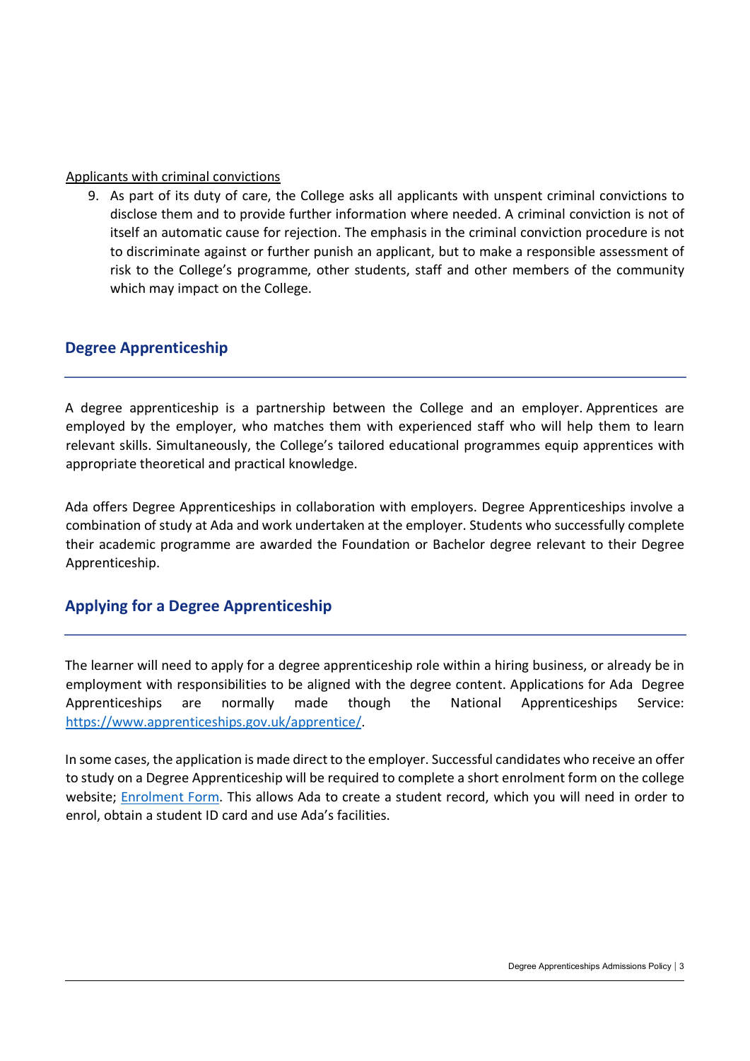Applicants with criminal convictions

9. As part of its duty of care, the College asks all applicants with unspent criminal convictions to disclose them and to provide further information where needed. A criminal conviction is not of itself an automatic cause for rejection. The emphasis in the criminal conviction procedure is not to discriminate against or further punish an applicant, but to make a responsible assessment of risk to the College's programme, other students, staff and other members of the community which may impact on the College.

## Degree Apprenticeship

A degree apprenticeship is a partnership between the College and an employer. Apprentices are employed by the employer, who matches them with experienced staff who will help them to learn relevant skills. Simultaneously, the College's tailored educational programmes equip apprentices with appropriate theoretical and practical knowledge.

Ada offers Degree Apprenticeships in collaboration with employers. Degree Apprenticeships involve a combination of study at Ada and work undertaken at the employer. Students who successfully complete their academic programme are awarded the Foundation or Bachelor degree relevant to their Degree Apprenticeship.

## Applying for a Degree Apprenticeship

The learner will need to apply for a degree apprenticeship role within a hiring business, or already be in employment with responsibilities to be aligned with the degree content. Applications for Ada Degree Apprenticeships are normally made though the National Apprenticeships Service: https://www.apprenticeships.gov.uk/apprentice/.

In some cases, the application is made direct to the employer. Successful candidates who receive an offer to study on a Degree Apprenticeship will be required to complete a short enrolment form on the college website; Enrolment Form. This allows Ada to create a student record, which you will need in order to enrol, obtain a student ID card and use Ada's facilities.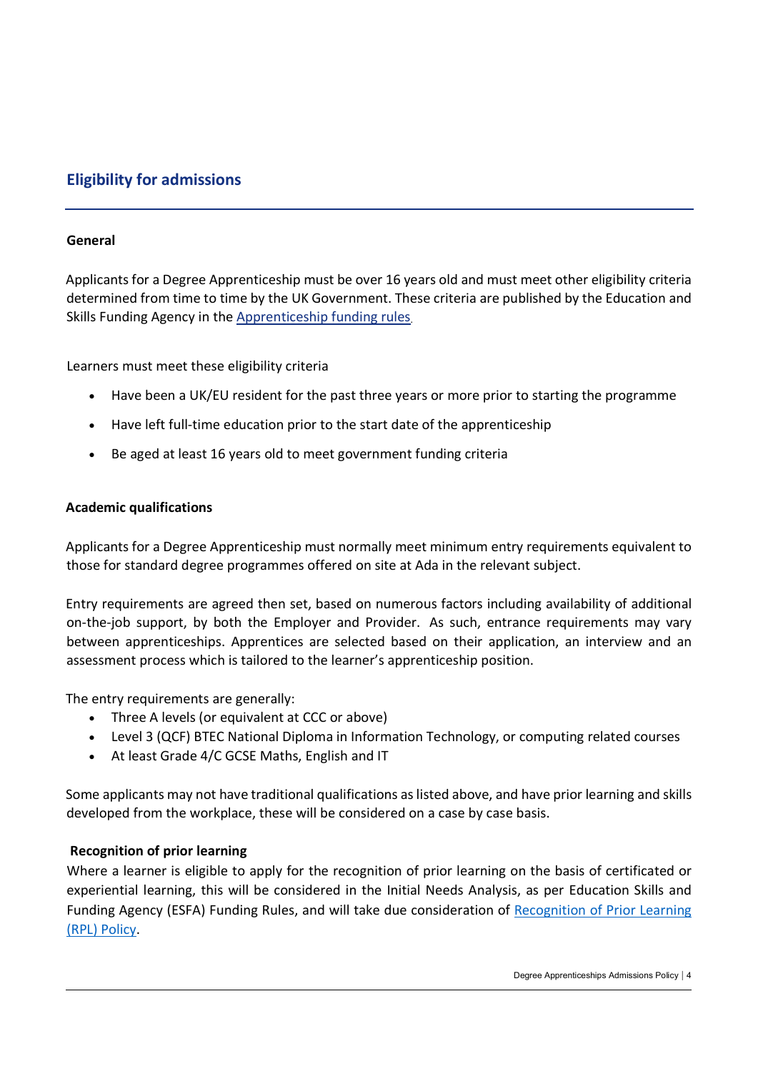## Eligibility for admissions

**General**

Applicants for a Degree Apprenticeship must be over 16 years old and must meet other eligibility criteria determined from time to time by the UK Government. These criteria are published by the Education and Skills Funding Agency in the [Apprenticeship funding rules](Apprenticeship funding rules).

Learners must meet these eligibility criteria

- Have been a UK/EU resident for the past three years or more prior to starting the programme
- Have left full-time education prior to the start date of the apprenticeship
- Be aged at least 16 years old to meet government funding criteria

**Academic qualifications**

Applicants for a Degree Apprenticeship must normally meet minimum entry requirements equivalent to those for standard degree programmes offered on site at Ada in the relevant subject.

Entry requirements are agreed then set, based on numerous factors including availability of additional on-the-job support, by both the Employer and Provider. As such, entrance requirements may vary between apprenticeships. Apprentices are selected based on their application, an interview and an assessment process which is tailored to the learner's apprenticeship position.

The entry requirements are generally:

- Three A levels (or equivalent at CCC or above)
- Level 3 (QCF) BTEC National Diploma in Information Technology, or computing related courses
- At least Grade 4/C GCSE Maths, English and IT

Some applicants may not have traditional qualifications as listed above, and have prior learning and skills developed from the workplace, these will be considered on a case by case basis.

**Recognition of prior learning**

Where a learner is eligible to apply for the recognition of prior learning on the basis of certificated or experiential learning, this will be considered in the Initial Needs Analysis, as per Education Skills and Funding Agency (ESFA) Funding Rules, and will take due consideration of [Recognition of Prior Learning (RPL) Policy](Recognition of Prior Learning (RPL) Policy).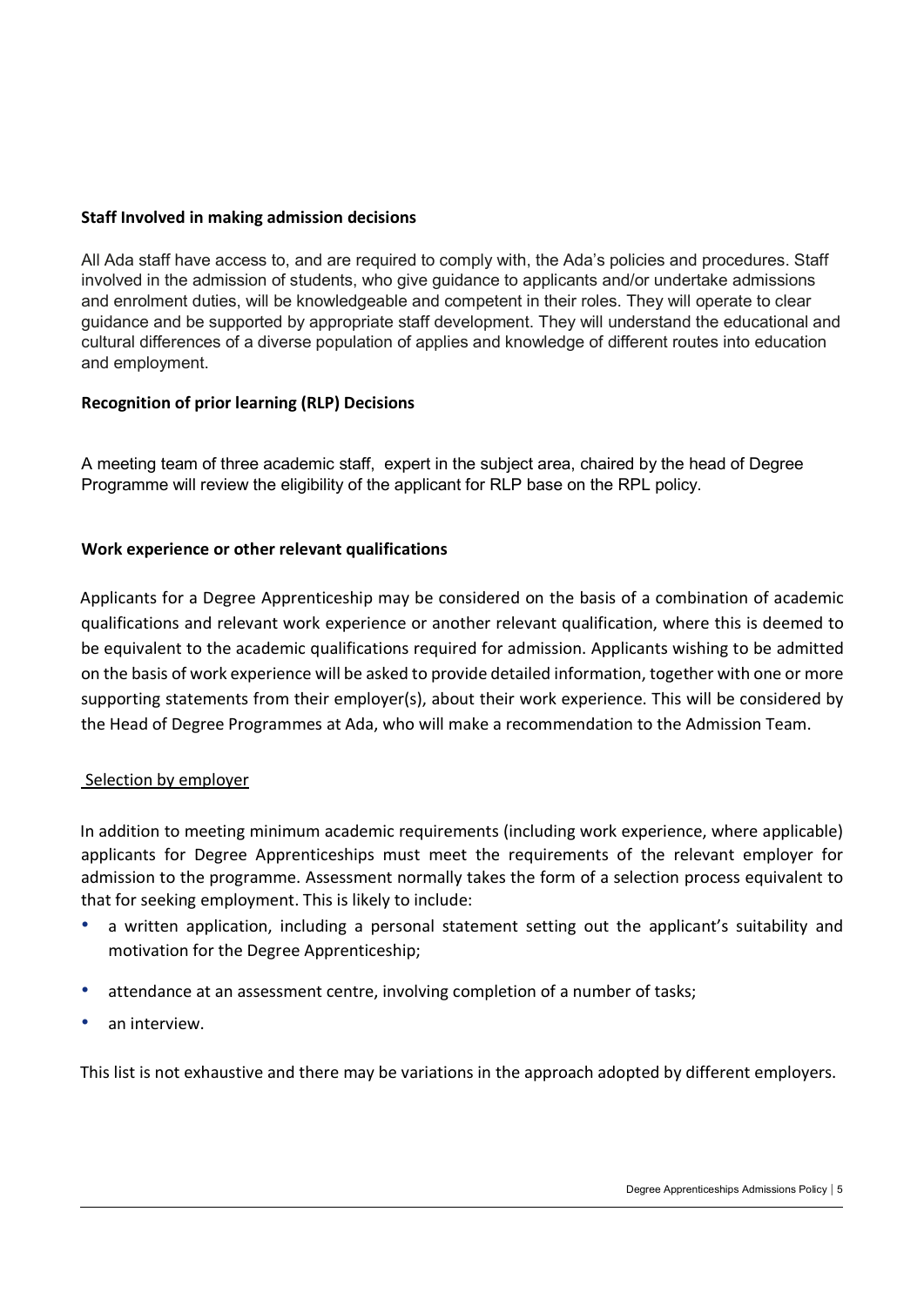**Staff Involved in making admission decisions**

All Ada staff have access to, and are required to comply with, the Ada's policies and procedures. Staff involved in the admission of students, who give guidance to applicants and/or undertake admissions and enrolment duties, will be knowledgeable and competent in their roles. They will operate to clear guidance and be supported by appropriate staff development. They will understand the educational and cultural differences of a diverse population of applies and knowledge of different routes into education and employment.

**Recognition of prior learning (RLP) Decisions**

A meeting team of three academic staff, expert in the subject area, chaired by the head of Degree Programme will review the eligibility of the applicant for RLP base on the RPL policy.

**Work experience or other relevant qualifications**

Applicants for a Degree Apprenticeship may be considered on the basis of a combination of academic qualifications and relevant work experience or another relevant qualification, where this is deemed to be equivalent to the academic qualifications required for admission. Applicants wishing to be admitted on the basis of work experience will be asked to provide detailed information, together with one or more supporting statements from their employer(s), about their work experience. This will be considered by the Head of Degree Programmes at Ada, who will make a recommendation to the Admission Team.

<u>Selection by employer</u>

In addition to meeting minimum academic requirements (including work experience, where applicable) applicants for Degree Apprenticeships must meet the requirements of the relevant employer for admission to the programme. Assessment normally takes the form of a selection process equivalent to that for seeking employment. This is likely to include:

- a written application, including a personal statement setting out the applicant's suitability and motivation for the Degree Apprenticeship;
- attendance at an assessment centre, involving completion of a number of tasks;
- an interview.

This list is not exhaustive and there may be variations in the approach adopted by different employers.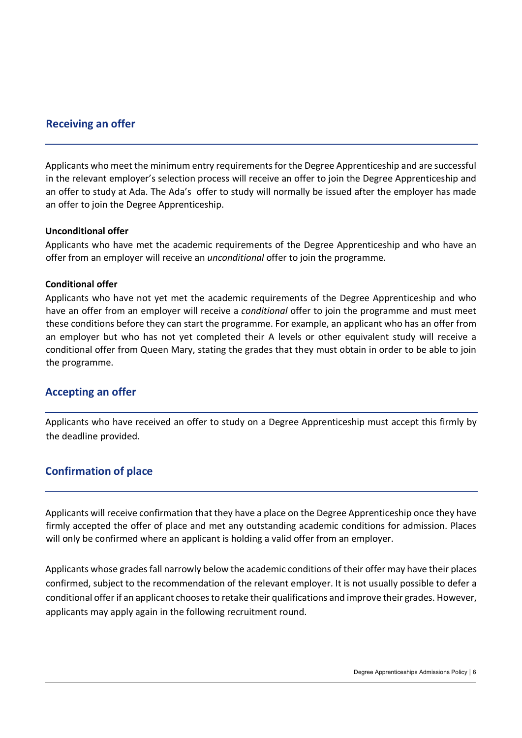## Receiving an offer

Applicants who meet the minimum entry requirements for the Degree Apprenticeship and are successful in the relevant employer's selection process will receive an offer to join the Degree Apprenticeship and an offer to study at Ada. The Ada's offer to study will normally be issued after the employer has made an offer to join the Degree Apprenticeship.

**Unconditional offer**

Applicants who have met the academic requirements of the Degree Apprenticeship and who have an offer from an employer will receive an *unconditional* offer to join the programme.

**Conditional offer**

Applicants who have not yet met the academic requirements of the Degree Apprenticeship and who have an offer from an employer will receive a *conditional* offer to join the programme and must meet these conditions before they can start the programme. For example, an applicant who has an offer from an employer but who has not yet completed their A levels or other equivalent study will receive a conditional offer from Queen Mary, stating the grades that they must obtain in order to be able to join the programme.

## Accepting an offer

Applicants who have received an offer to study on a Degree Apprenticeship must accept this firmly by the deadline provided.

## Confirmation of place

Applicants will receive confirmation that they have a place on the Degree Apprenticeship once they have firmly accepted the offer of place and met any outstanding academic conditions for admission. Places will only be confirmed where an applicant is holding a valid offer from an employer.

Applicants whose grades fall narrowly below the academic conditions of their offer may have their places confirmed, subject to the recommendation of the relevant employer. It is not usually possible to defer a conditional offer if an applicant chooses to retake their qualifications and improve their grades. However, applicants may apply again in the following recruitment round.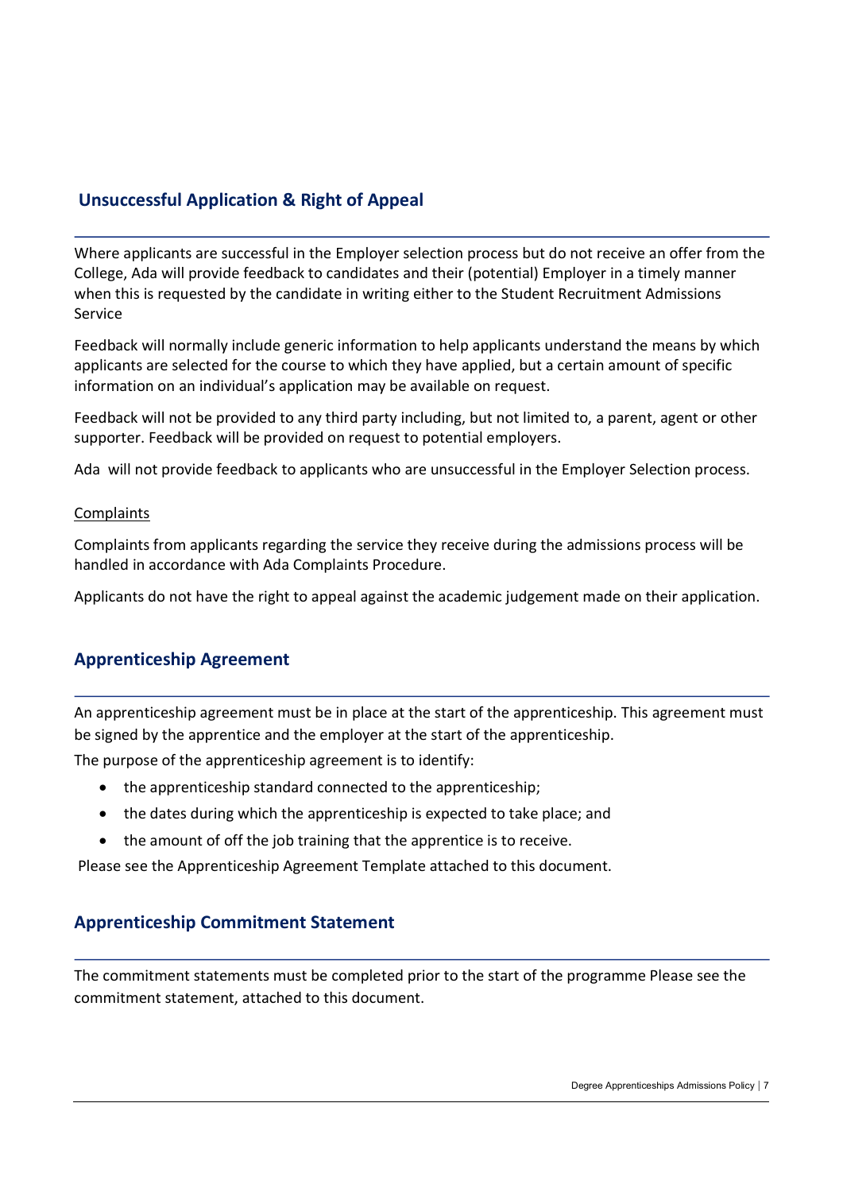## Unsuccessful Application & Right of Appeal

Where applicants are successful in the Employer selection process but do not receive an offer from the College, Ada will provide feedback to candidates and their (potential) Employer in a timely manner when this is requested by the candidate in writing either to the Student Recruitment Admissions Service

Feedback will normally include generic information to help applicants understand the means by which applicants are selected for the course to which they have applied, but a certain amount of specific information on an individual's application may be available on request.

Feedback will not be provided to any third party including, but not limited to, a parent, agent or other supporter. Feedback will be provided on request to potential employers.

Ada will not provide feedback to applicants who are unsuccessful in the Employer Selection process.

<u>Complaints</u>

Complaints from applicants regarding the service they receive during the admissions process will be handled in accordance with Ada Complaints Procedure.

Applicants do not have the right to appeal against the academic judgement made on their application.

## Apprenticeship Agreement

An apprenticeship agreement must be in place at the start of the apprenticeship. This agreement must be signed by the apprentice and the employer at the start of the apprenticeship.

The purpose of the apprenticeship agreement is to identify:

- the apprenticeship standard connected to the apprenticeship;
- the dates during which the apprenticeship is expected to take place; and
- the amount of off the job training that the apprentice is to receive.

Please see the Apprenticeship Agreement Template attached to this document.

## Apprenticeship Commitment Statement

The commitment statements must be completed prior to the start of the programme Please see the commitment statement, attached to this document.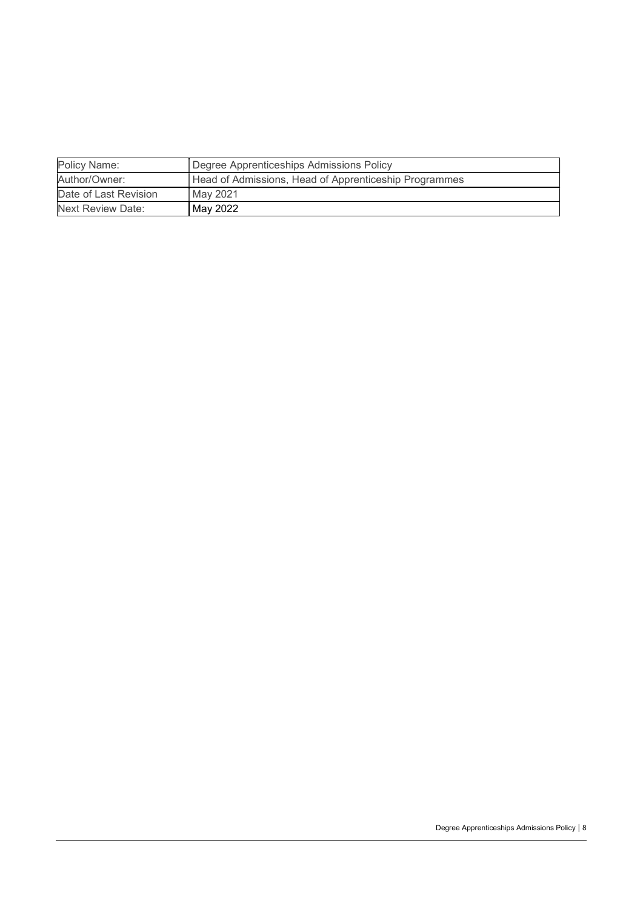| | |
|---|---|
| Policy Name: | Degree Apprenticeships Admissions Policy |
| Author/Owner: | Head of Admissions, Head of Apprenticeship Programmes |
| Date of Last Revision | May 2021 |
| Next Review Date: | May 2022 |